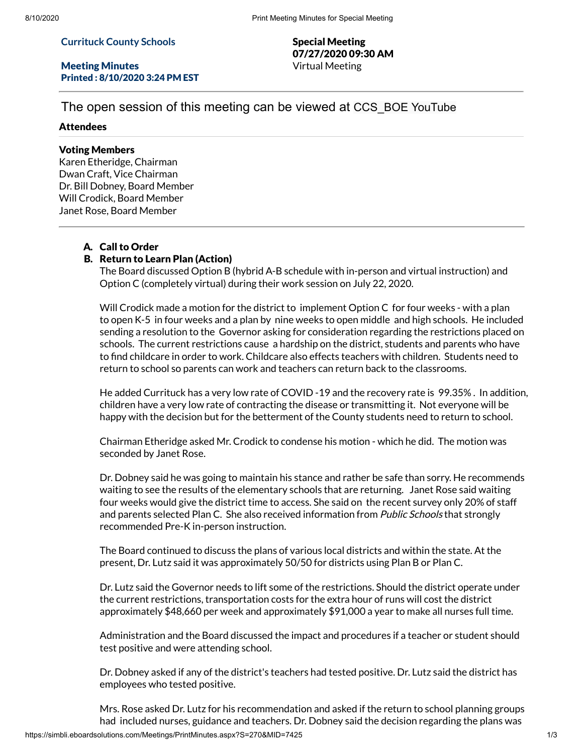**Currituck County Schools**

**Meeting Minutes**
**Printed : 8/10/2020 3:24 PM EST**

**Special Meeting**
**07/27/2020 09:30 AM**
Virtual Meeting

The open session of this meeting can be viewed at CCS_BOE YouTube

### Attendees

**Voting Members**
Karen Etheridge, Chairman
Dwan Craft, Vice Chairman
Dr. Bill Dobney, Board Member
Will Crodick, Board Member
Janet Rose, Board Member

A. **Call to Order**
B. **Return to Learn Plan (Action)**

The Board discussed Option B (hybrid A-B schedule with in-person and virtual instruction) and Option C (completely virtual) during their work session on July 22, 2020.

Will Crodick made a motion for the district to implement Option C for four weeks - with a plan to open K-5 in four weeks and a plan by nine weeks to open middle and high schools. He included sending a resolution to the Governor asking for consideration regarding the restrictions placed on schools. The current restrictions cause a hardship on the district, students and parents who have to find childcare in order to work. Childcare also effects teachers with children. Students need to return to school so parents can work and teachers can return back to the classrooms.

He added Currituck has a very low rate of COVID -19 and the recovery rate is 99.35% . In addition, children have a very low rate of contracting the disease or transmitting it. Not everyone will be happy with the decision but for the betterment of the County students need to return to school.

Chairman Etheridge asked Mr. Crodick to condense his motion - which he did. The motion was seconded by Janet Rose.

Dr. Dobney said he was going to maintain his stance and rather be safe than sorry. He recommends waiting to see the results of the elementary schools that are returning. Janet Rose said waiting four weeks would give the district time to access. She said on the recent survey only 20% of staff and parents selected Plan C. She also received information from *Public Schools* that strongly recommended Pre-K in-person instruction.

The Board continued to discuss the plans of various local districts and within the state. At the present, Dr. Lutz said it was approximately 50/50 for districts using Plan B or Plan C.

Dr. Lutz said the Governor needs to lift some of the restrictions. Should the district operate under the current restrictions, transportation costs for the extra hour of runs will cost the district approximately $48,660 per week and approximately $91,000 a year to make all nurses full time.

Administration and the Board discussed the impact and procedures if a teacher or student should test positive and were attending school.

Dr. Dobney asked if any of the district's teachers had tested positive. Dr. Lutz said the district has employees who tested positive.

Mrs. Rose asked Dr. Lutz for his recommendation and asked if the return to school planning groups had included nurses, guidance and teachers. Dr. Dobney said the decision regarding the plans was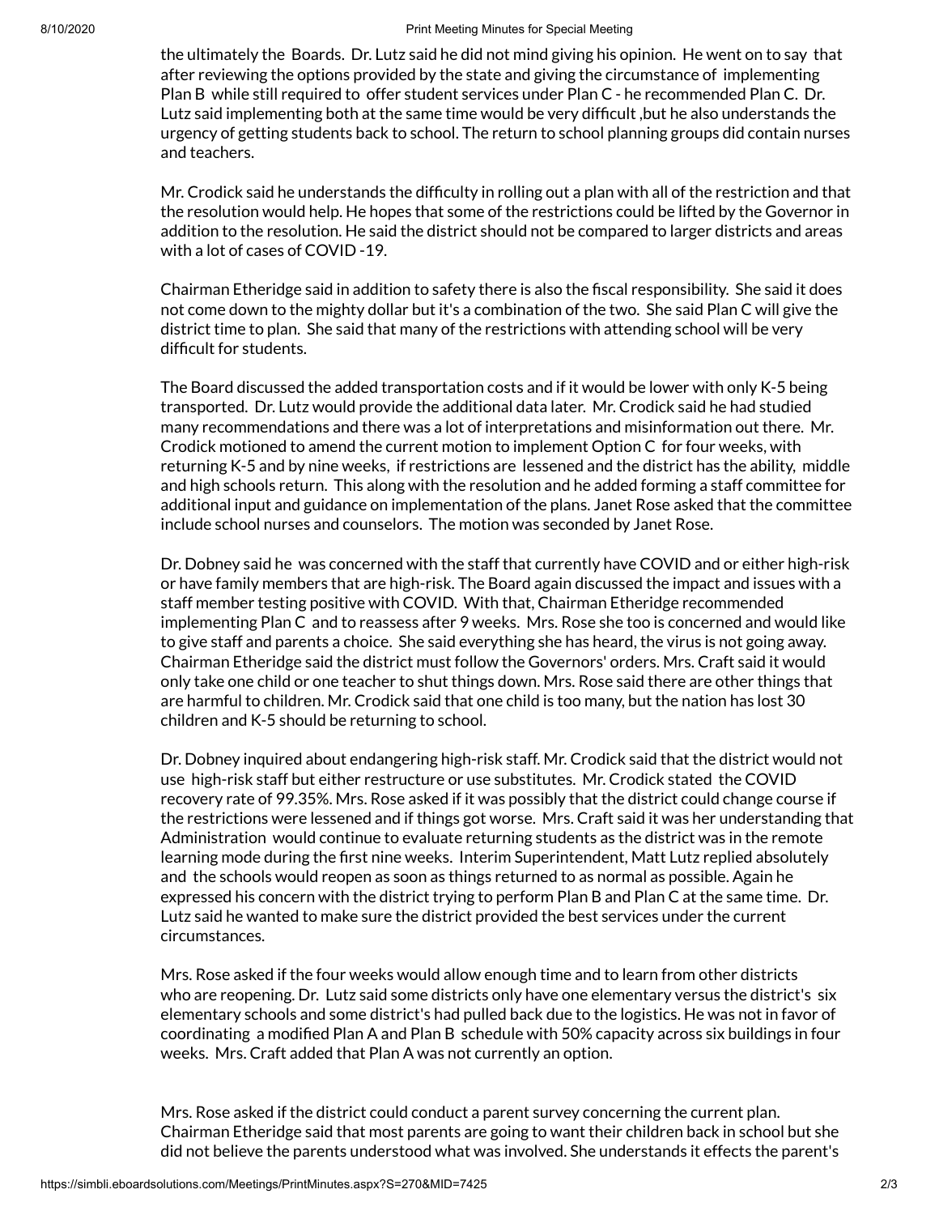the ultimately the  Boards.  Dr. Lutz said he did not mind giving his opinion.  He went on to say  that after reviewing the options provided by the state and giving the circumstance of  implementing Plan B  while still required to  offer student services under Plan C - he recommended Plan C.  Dr. Lutz said implementing both at the same time would be very difficult ,but he also understands the urgency of getting students back to school. The return to school planning groups did contain nurses and teachers.

Mr. Crodick said he understands the difficulty in rolling out a plan with all of the restriction and that the resolution would help. He hopes that some of the restrictions could be lifted by the Governor in addition to the resolution. He said the district should not be compared to larger districts and areas with a lot of cases of COVID -19.

Chairman Etheridge said in addition to safety there is also the fiscal responsibility.  She said it does not come down to the mighty dollar but it's a combination of the two.  She said Plan C will give the district time to plan.  She said that many of the restrictions with attending school will be very difficult for students.

The Board discussed the added transportation costs and if it would be lower with only K-5 being transported.  Dr. Lutz would provide the additional data later.  Mr. Crodick said he had studied many recommendations and there was a lot of interpretations and misinformation out there.  Mr. Crodick motioned to amend the current motion to implement Option C  for four weeks, with returning K-5 and by nine weeks,  if restrictions are  lessened and the district has the ability,  middle and high schools return.  This along with the resolution and he added forming a staff committee for additional input and guidance on implementation of the plans. Janet Rose asked that the committee include school nurses and counselors.  The motion was seconded by Janet Rose.

Dr. Dobney said he  was concerned with the staff that currently have COVID and or either high-risk or have family members that are high-risk. The Board again discussed the impact and issues with a staff member testing positive with COVID.  With that, Chairman Etheridge recommended implementing Plan C  and to reassess after 9 weeks.  Mrs. Rose she too is concerned and would like to give staff and parents a choice.  She said everything she has heard, the virus is not going away. Chairman Etheridge said the district must follow the Governors' orders. Mrs. Craft said it would only take one child or one teacher to shut things down. Mrs. Rose said there are other things that are harmful to children. Mr. Crodick said that one child is too many, but the nation has lost 30 children and K-5 should be returning to school.

Dr. Dobney inquired about endangering high-risk staff. Mr. Crodick said that the district would not use  high-risk staff but either restructure or use substitutes.  Mr. Crodick stated  the COVID recovery rate of 99.35%. Mrs. Rose asked if it was possibly that the district could change course if the restrictions were lessened and if things got worse.  Mrs. Craft said it was her understanding that Administration  would continue to evaluate returning students as the district was in the remote learning mode during the first nine weeks.  Interim Superintendent, Matt Lutz replied absolutely and  the schools would reopen as soon as things returned to as normal as possible. Again he expressed his concern with the district trying to perform Plan B and Plan C at the same time.  Dr. Lutz said he wanted to make sure the district provided the best services under the current circumstances.

Mrs. Rose asked if the four weeks would allow enough time and to learn from other districts who are reopening. Dr.  Lutz said some districts only have one elementary versus the district's  six elementary schools and some district's had pulled back due to the logistics. He was not in favor of coordinating  a modified Plan A and Plan B  schedule with 50% capacity across six buildings in four weeks.  Mrs. Craft added that Plan A was not currently an option.

Mrs. Rose asked if the district could conduct a parent survey concerning the current plan. Chairman Etheridge said that most parents are going to want their children back in school but she did not believe the parents understood what was involved. She understands it effects the parent's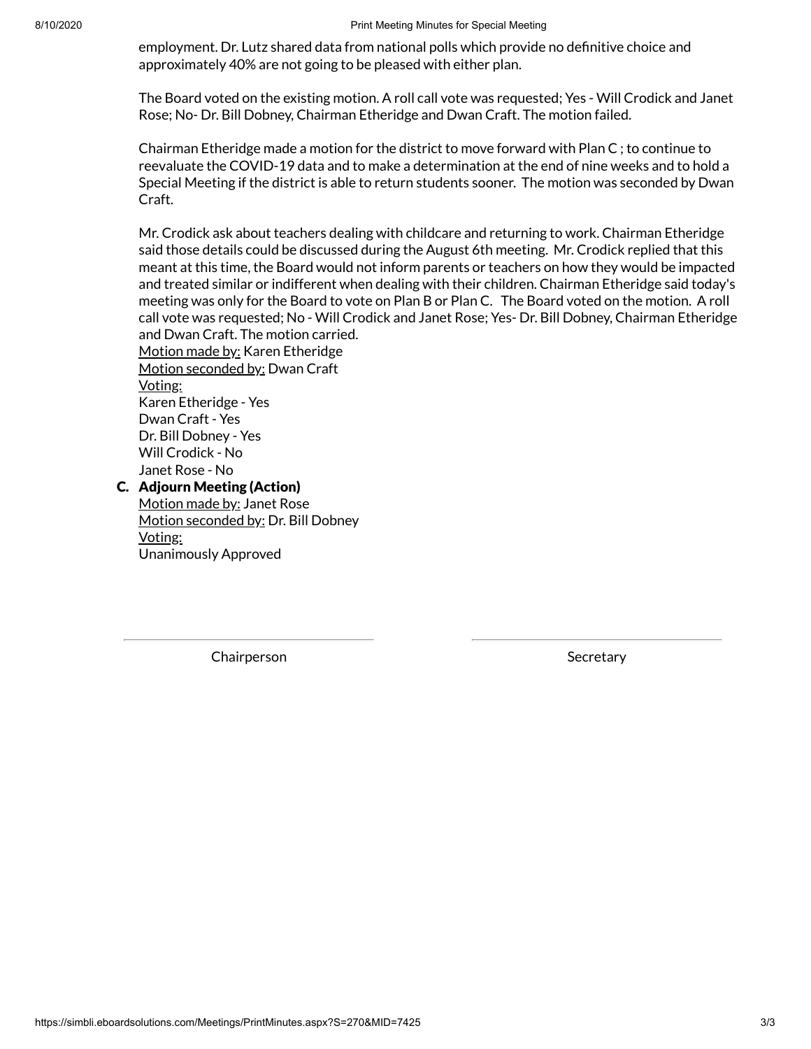employment. Dr. Lutz shared data from national polls which provide no definitive choice and approximately 40% are not going to be pleased with either plan.

The Board voted on the existing motion. A roll call vote was requested; Yes - Will Crodick and Janet Rose; No- Dr. Bill Dobney, Chairman Etheridge and Dwan Craft. The motion failed.

Chairman Etheridge made a motion for the district to move forward with Plan C ; to continue to reevaluate the COVID-19 data and to make a determination at the end of nine weeks and to hold a Special Meeting if the district is able to return students sooner. The motion was seconded by Dwan Craft.

Mr. Crodick ask about teachers dealing with childcare and returning to work. Chairman Etheridge said those details could be discussed during the August 6th meeting. Mr. Crodick replied that this meant at this time, the Board would not inform parents or teachers on how they would be impacted and treated similar or indifferent when dealing with their children. Chairman Etheridge said today's meeting was only for the Board to vote on Plan B or Plan C. The Board voted on the motion. A roll call vote was requested; No - Will Crodick and Janet Rose; Yes- Dr. Bill Dobney, Chairman Etheridge and Dwan Craft. The motion carried.

Motion made by: Karen Etheridge
Motion seconded by: Dwan Craft
Voting:
Karen Etheridge - Yes
Dwan Craft - Yes
Dr. Bill Dobney - Yes
Will Crodick - No
Janet Rose - No

### C. Adjourn Meeting (Action)

Motion made by: Janet Rose
Motion seconded by: Dr. Bill Dobney
Voting:
Unanimously Approved

Chairperson

Secretary